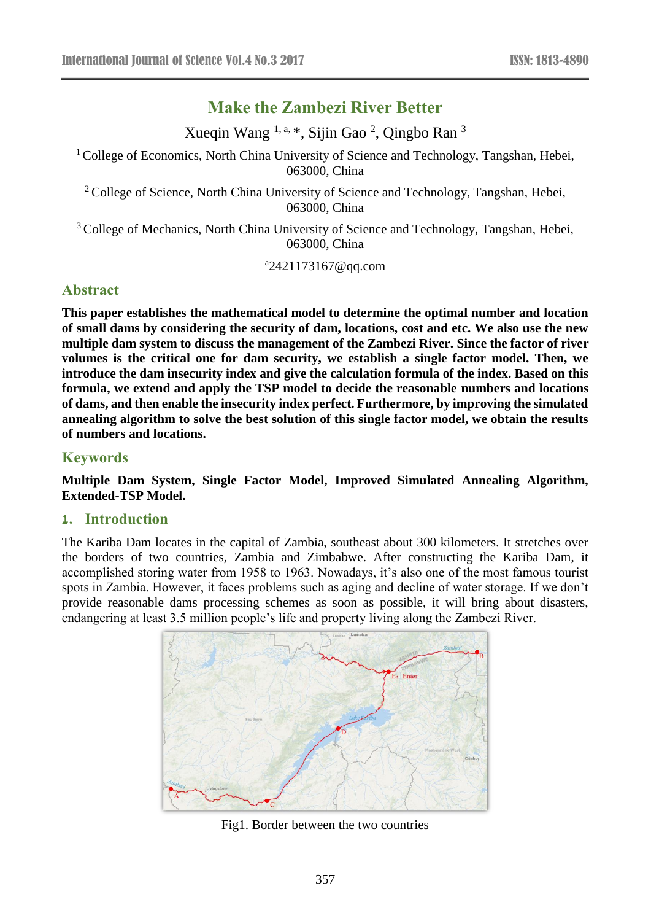# Make the Zambezi River Better

Xueqin Wang [1, a, *], Sijin Gao [2], Qingbo Ran [3]

[1] College of Economics, North China University of Science and Technology, Tangshan, Hebei, 063000, China

[2] College of Science, North China University of Science and Technology, Tangshan, Hebei, 063000, China

[3] College of Mechanics, North China University of Science and Technology, Tangshan, Hebei, 063000, China

[a] 2421173167@qq.com

## Abstract

**This paper establishes the mathematical model to determine the optimal number and location of small dams by considering the security of dam, locations, cost and etc. We also use the new multiple dam system to discuss the management of the Zambezi River. Since the factor of river volumes is the critical one for dam security, we establish a single factor model. Then, we introduce the dam insecurity index and give the calculation formula of the index. Based on this formula, we extend and apply the TSP model to decide the reasonable numbers and locations of dams, and then enable the insecurity index perfect. Furthermore, by improving the simulated annealing algorithm to solve the best solution of this single factor model, we obtain the results of numbers and locations.**

## Keywords

**Multiple Dam System, Single Factor Model, Improved Simulated Annealing Algorithm, Extended-TSP Model.**

## 1. Introduction

The Kariba Dam locates in the capital of Zambia, southeast about 300 kilometers. It stretches over the borders of two countries, Zambia and Zimbabwe. After constructing the Kariba Dam, it accomplished storing water from 1958 to 1963. Nowadays, it's also one of the most famous tourist spots in Zambia. However, it faces problems such as aging and decline of water storage. If we don't provide reasonable dams processing schemes as soon as possible, it will bring about disasters, endangering at least 3.5 million people's life and property living along the Zambezi River.

Fig1. Border between the two countries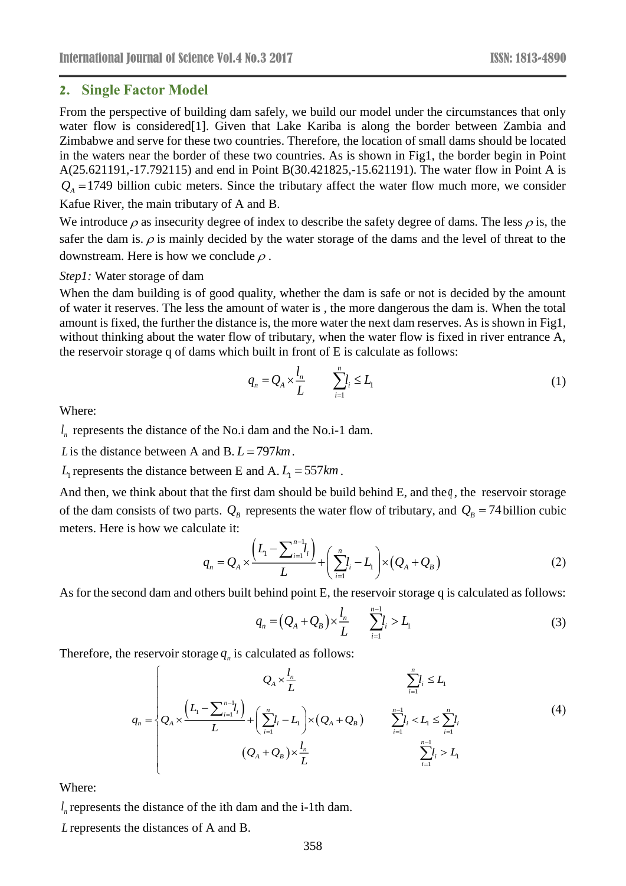## 2. Single Factor Model

From the perspective of building dam safely, we build our model under the circumstances that only water flow is considered[1]. Given that Lake Kariba is along the border between Zambia and Zimbabwe and serve for these two countries. Therefore, the location of small dams should be located in the waters near the border of these two countries. As is shown in Fig1, the border begin in Point A(25.621191,-17.792115) and end in Point B(30.421825,-15.621191). The water flow in Point A is $Q_A = 1749$ billion cubic meters. Since the tributary affect the water flow much more, we consider Kafue River, the main tributary of A and B.

We introduce $\rho$ as insecurity degree of index to describe the safety degree of dams. The less $\rho$ is, the safer the dam is. $\rho$ is mainly decided by the water storage of the dams and the level of threat to the downstream. Here is how we conclude $\rho$.

*Step1:* Water storage of dam

When the dam building is of good quality, whether the dam is safe or not is decided by the amount of water it reserves. The less the amount of water is , the more dangerous the dam is. When the total amount is fixed, the further the distance is, the more water the next dam reserves. As is shown in Fig1, without thinking about the water flow of tributary, when the water flow is fixed in river entrance A, the reservoir storage q of dams which built in front of E is calculate as follows:

$$q_n = Q_A \times \frac{l_n}{L} \qquad \sum_{i=1}^{n} l_i \le L_1 \tag{1}$$

Where:

$l_n$ represents the distance of the No.i dam and the No.i-1 dam.

$L$ is the distance between A and B. $L = 797km$.

$L_1$ represents the distance between E and A. $L_1 = 557km$.

And then, we think about that the first dam should be build behind E, and the $q$, the reservoir storage of the dam consists of two parts. $Q_B$ represents the water flow of tributary, and $Q_B = 74$ billion cubic meters. Here is how we calculate it:

$$q_n = Q_A \times \frac{\left(L_1 - \sum_{i=1}^{n-1} l_i\right)}{L} + \left(\sum_{i=1}^{n} l_i - L_1\right) \times \left(Q_A + Q_B\right) \tag{2}$$

As for the second dam and others built behind point E, the reservoir storage q is calculated as follows:

$$q_n = \left(Q_A + Q_B\right) \times \frac{l_n}{L} \qquad \sum_{i=1}^{n-1} l_i > L_1 \tag{3}$$

Therefore, the reservoir storage $q_n$ is calculated as follows:

$$q_n = \begin{cases} Q_A \times \dfrac{l_n}{L} & \sum_{i=1}^{n} l_i \le L_1 \\ Q_A \times \dfrac{\left(L_1 - \sum_{i=1}^{n-1} l_i\right)}{L} + \left(\sum_{i=1}^{n} l_i - L_1\right) \times \left(Q_A + Q_B\right) & \sum_{i=1}^{n-1} l_i < L_1 \le \sum_{i=1}^{n} l_i \\ \left(Q_A + Q_B\right) \times \dfrac{l_n}{L} & \sum_{i=1}^{n-1} l_i > L_1 \end{cases} \tag{4}$$

Where:

$l_n$ represents the distance of the ith dam and the i-1th dam.

$L$ represents the distances of A and B.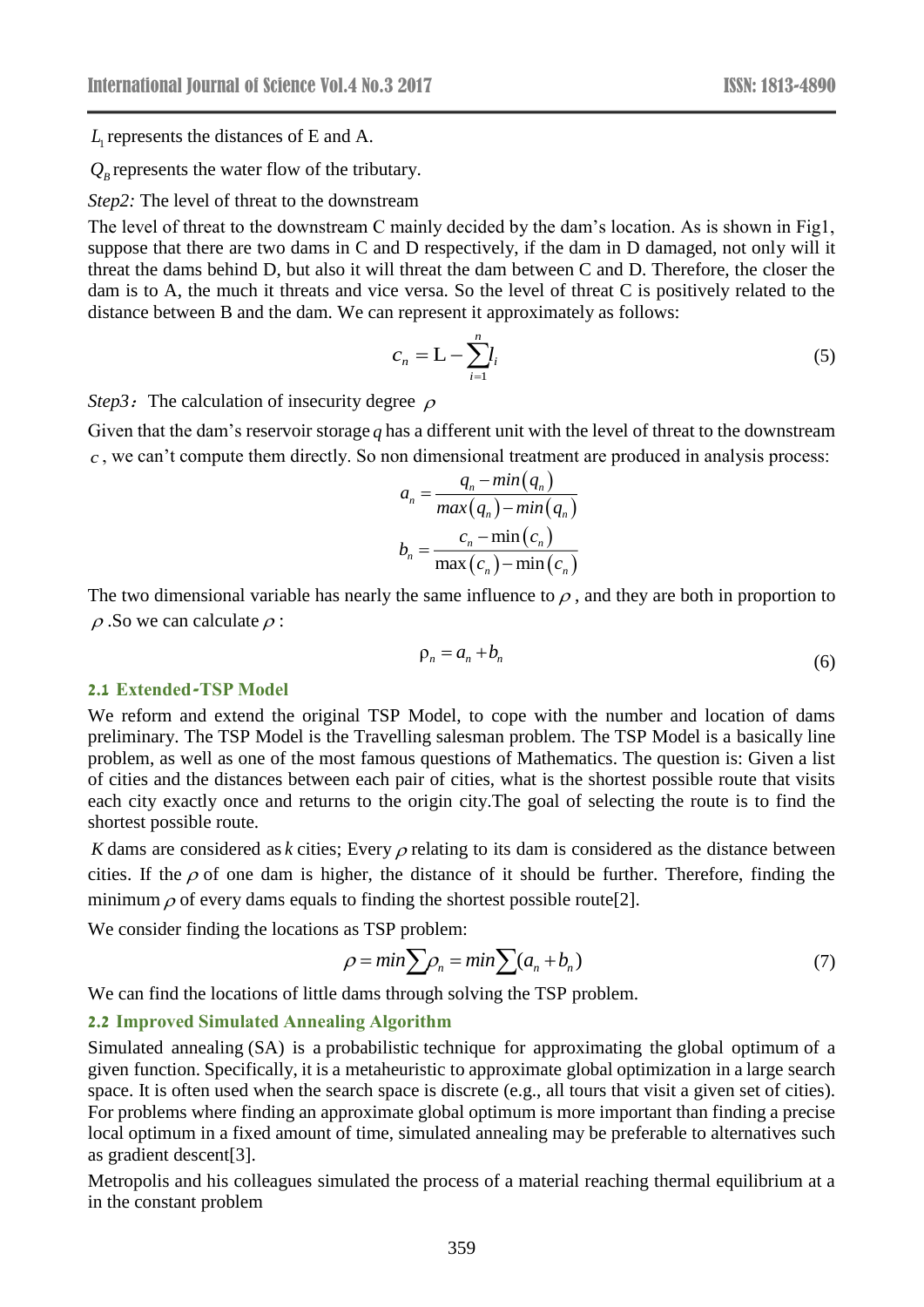$L_1$ represents the distances of E and A.

$Q_B$ represents the water flow of the tributary.

*Step2:* The level of threat to the downstream

The level of threat to the downstream C mainly decided by the dam's location. As is shown in Fig1, suppose that there are two dams in C and D respectively, if the dam in D damaged, not only will it threat the dams behind D, but also it will threat the dam between C and D. Therefore, the closer the dam is to A, the much it threats and vice versa. So the level of threat C is positively related to the distance between B and the dam. We can represent it approximately as follows:

$$c_n = \mathrm{L} - \sum_{i=1}^{n} l_i \tag{5}$$

*Step3:* The calculation of insecurity degree $\rho$

Given that the dam's reservoir storage $q$ has a different unit with the level of threat to the downstream $c$, we can't compute them directly. So non dimensional treatment are produced in analysis process:

$$a_n = \frac{q_n - min(q_n)}{max(q_n) - min(q_n)}$$

$$b_n = \frac{c_n - \min(c_n)}{\max(c_n) - \min(c_n)}$$

The two dimensional variable has nearly the same influence to $\rho$, and they are both in proportion to $\rho$. So we can calculate $\rho$:

$$\rho_n = a_n + b_n \tag{6}$$

### 2.1 Extended-TSP Model

We reform and extend the original TSP Model, to cope with the number and location of dams preliminary. The TSP Model is the Travelling salesman problem. The TSP Model is a basically line problem, as well as one of the most famous questions of Mathematics. The question is: Given a list of cities and the distances between each pair of cities, what is the shortest possible route that visits each city exactly once and returns to the origin city.The goal of selecting the route is to find the shortest possible route.

$K$ dams are considered as $k$ cities; Every $\rho$ relating to its dam is considered as the distance between cities. If the $\rho$ of one dam is higher, the distance of it should be further. Therefore, finding the minimum $\rho$ of every dams equals to finding the shortest possible route[2].

We consider finding the locations as TSP problem:

$$\rho = min\sum \rho_n = min\sum (a_n + b_n) \tag{7}$$

We can find the locations of little dams through solving the TSP problem.

### 2.2 Improved Simulated Annealing Algorithm

Simulated annealing (SA) is a probabilistic technique for approximating the global optimum of a given function. Specifically, it is a metaheuristic to approximate global optimization in a large search space. It is often used when the search space is discrete (e.g., all tours that visit a given set of cities). For problems where finding an approximate global optimum is more important than finding a precise local optimum in a fixed amount of time, simulated annealing may be preferable to alternatives such as gradient descent[3].

Metropolis and his colleagues simulated the process of a material reaching thermal equilibrium at a in the constant problem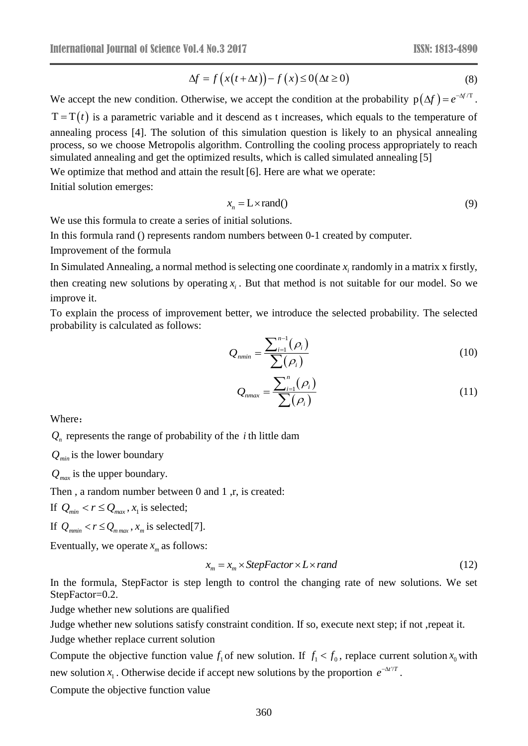$$\Delta f = f\left(x\left(t+\Delta t\right)\right) - f\left(x\right) \leq 0\left(\Delta t \geq 0\right) \tag{8}$$

We accept the new condition. Otherwise, we accept the condition at the probability $\mathrm{p}\left(\Delta f\right) = e^{-\Delta f/\mathrm{T}}$. $\mathrm{T} = \mathrm{T}\left(t\right)$ is a parametric variable and it descend as t increases, which equals to the temperature of annealing process [4]. The solution of this simulation question is likely to an physical annealing process, so we choose Metropolis algorithm. Controlling the cooling process appropriately to reach simulated annealing and get the optimized results, which is called simulated annealing [5]

We optimize that method and attain the result [6]. Here are what we operate:

Initial solution emerges:

$$x_n = \mathrm{L} \times \mathrm{rand}() \tag{9}$$

We use this formula to create a series of initial solutions.

In this formula rand () represents random numbers between 0-1 created by computer.

Improvement of the formula

In Simulated Annealing, a normal method is selecting one coordinate $x_i$ randomly in a matrix x firstly, then creating new solutions by operating $x_i$. But that method is not suitable for our model. So we improve it.

To explain the process of improvement better, we introduce the selected probability. The selected probability is calculated as follows:

$$Q_{nmin} = \frac{\sum_{i=1}^{n-1}\left(\rho_i\right)}{\sum\left(\rho_i\right)} \tag{10}$$

$$Q_{nmax} = \frac{\sum_{i=1}^{n}\left(\rho_i\right)}{\sum\left(\rho_i\right)} \tag{11}$$

Where：

$Q_n$ represents the range of probability of the $i$ th little dam

$Q_{min}$ is the lower boundary

$Q_{max}$ is the upper boundary.

Then , a random number between 0 and 1 ,r, is created:

If $Q_{min} < r \leq Q_{max}$, $x_1$ is selected;

If $Q_{mmin} < r \leq Q_{m\,max}$, $x_m$ is selected[7].

Eventually, we operate $x_m$ as follows:

$$x_m = x_m \times StepFactor \times L \times rand \tag{12}$$

In the formula, StepFactor is step length to control the changing rate of new solutions. We set StepFactor=0.2.

Judge whether new solutions are qualified

Judge whether new solutions satisfy constraint condition. If so, execute next step; if not ,repeat it.

Judge whether replace current solution

Compute the objective function value $f_1$ of new solution. If $f_1 < f_0$, replace current solution $x_0$ with new solution $x_1$. Otherwise decide if accept new solutions by the proportion $e^{-\Delta t'/T}$.

Compute the objective function value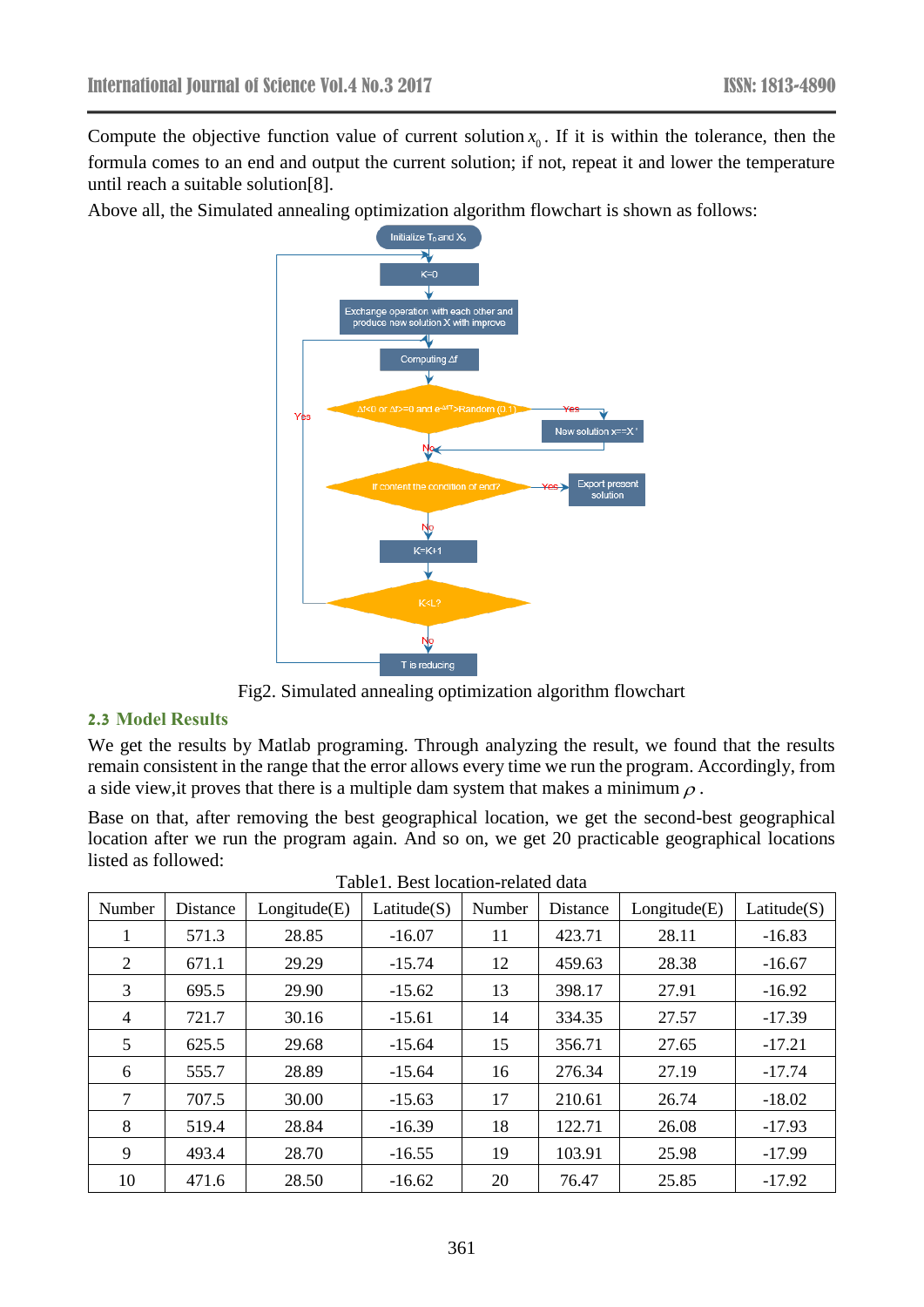Compute the objective function value of current solution $x_0$. If it is within the tolerance, then the formula comes to an end and output the current solution; if not, repeat it and lower the temperature until reach a suitable solution[8].

Above all, the Simulated annealing optimization algorithm flowchart is shown as follows:

Fig2. Simulated annealing optimization algorithm flowchart

## 2.3 Model Results

We get the results by Matlab programing. Through analyzing the result, we found that the results remain consistent in the range that the error allows every time we run the program. Accordingly, from a side view,it proves that there is a multiple dam system that makes a minimum $\rho$.

Base on that, after removing the best geographical location, we get the second-best geographical location after we run the program again. And so on, we get 20 practicable geographical locations listed as followed:

Table1. Best location-related data

| Number | Distance | Longitude(E) | Latitude(S) | Number | Distance | Longitude(E) | Latitude(S) |
|---|---|---|---|---|---|---|---|
| 1 | 571.3 | 28.85 | -16.07 | 11 | 423.71 | 28.11 | -16.83 |
| 2 | 671.1 | 29.29 | -15.74 | 12 | 459.63 | 28.38 | -16.67 |
| 3 | 695.5 | 29.90 | -15.62 | 13 | 398.17 | 27.91 | -16.92 |
| 4 | 721.7 | 30.16 | -15.61 | 14 | 334.35 | 27.57 | -17.39 |
| 5 | 625.5 | 29.68 | -15.64 | 15 | 356.71 | 27.65 | -17.21 |
| 6 | 555.7 | 28.89 | -15.64 | 16 | 276.34 | 27.19 | -17.74 |
| 7 | 707.5 | 30.00 | -15.63 | 17 | 210.61 | 26.74 | -18.02 |
| 8 | 519.4 | 28.84 | -16.39 | 18 | 122.71 | 26.08 | -17.93 |
| 9 | 493.4 | 28.70 | -16.55 | 19 | 103.91 | 25.98 | -17.99 |
| 10 | 471.6 | 28.50 | -16.62 | 20 | 76.47 | 25.85 | -17.92 |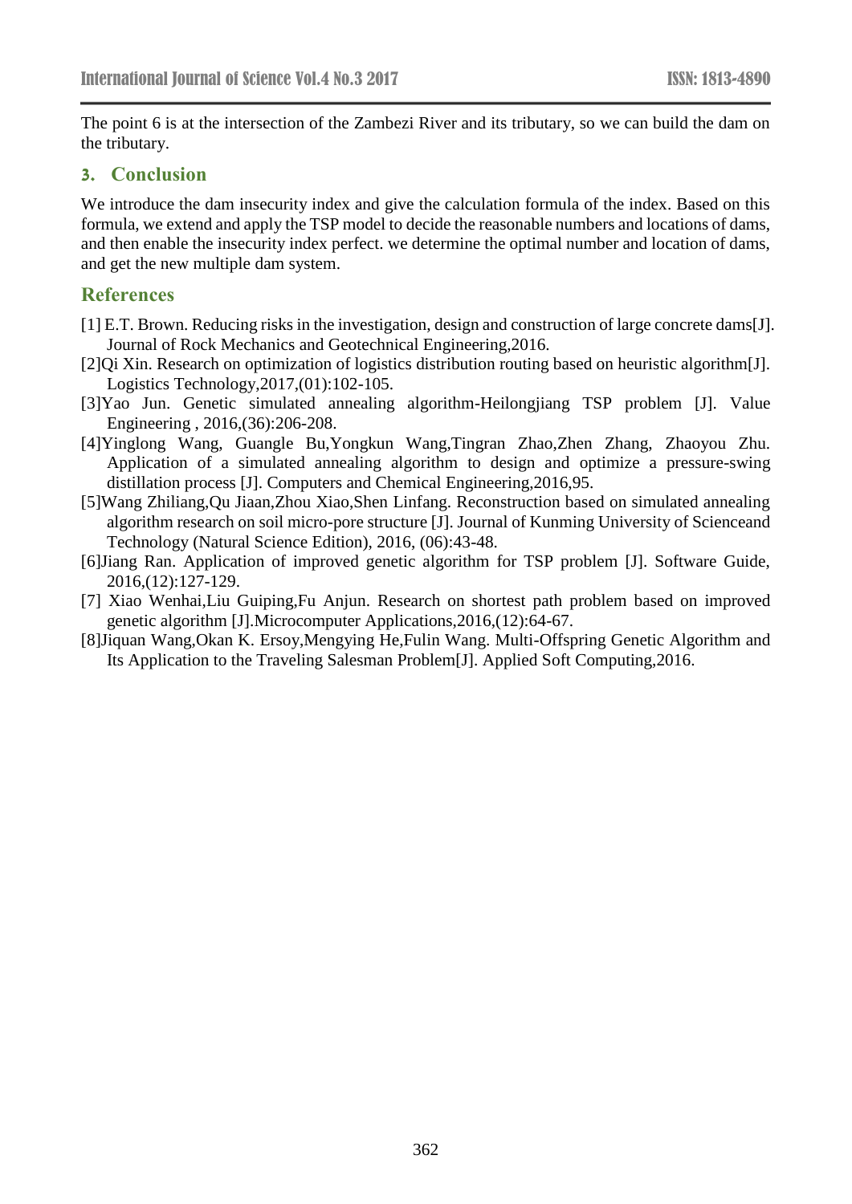The point 6 is at the intersection of the Zambezi River and its tributary, so we can build the dam on the tributary.

## 3. Conclusion

We introduce the dam insecurity index and give the calculation formula of the index. Based on this formula, we extend and apply the TSP model to decide the reasonable numbers and locations of dams, and then enable the insecurity index perfect. we determine the optimal number and location of dams, and get the new multiple dam system.

## References

[1] E.T. Brown. Reducing risks in the investigation, design and construction of large concrete dams[J]. Journal of Rock Mechanics and Geotechnical Engineering,2016.

[2]Qi Xin. Research on optimization of logistics distribution routing based on heuristic algorithm[J]. Logistics Technology,2017,(01):102-105.

[3]Yao Jun. Genetic simulated annealing algorithm-Heilongjiang TSP problem [J]. Value Engineering , 2016,(36):206-208.

[4]Yinglong Wang, Guangle Bu,Yongkun Wang,Tingran Zhao,Zhen Zhang, Zhaoyou Zhu. Application of a simulated annealing algorithm to design and optimize a pressure-swing distillation process [J]. Computers and Chemical Engineering,2016,95.

[5]Wang Zhiliang,Qu Jiaan,Zhou Xiao,Shen Linfang. Reconstruction based on simulated annealing algorithm research on soil micro-pore structure [J]. Journal of Kunming University of Scienceand Technology (Natural Science Edition), 2016, (06):43-48.

[6]Jiang Ran. Application of improved genetic algorithm for TSP problem [J]. Software Guide, 2016,(12):127-129.

[7] Xiao Wenhai,Liu Guiping,Fu Anjun. Research on shortest path problem based on improved genetic algorithm [J].Microcomputer Applications,2016,(12):64-67.

[8]Jiquan Wang,Okan K. Ersoy,Mengying He,Fulin Wang. Multi-Offspring Genetic Algorithm and Its Application to the Traveling Salesman Problem[J]. Applied Soft Computing,2016.